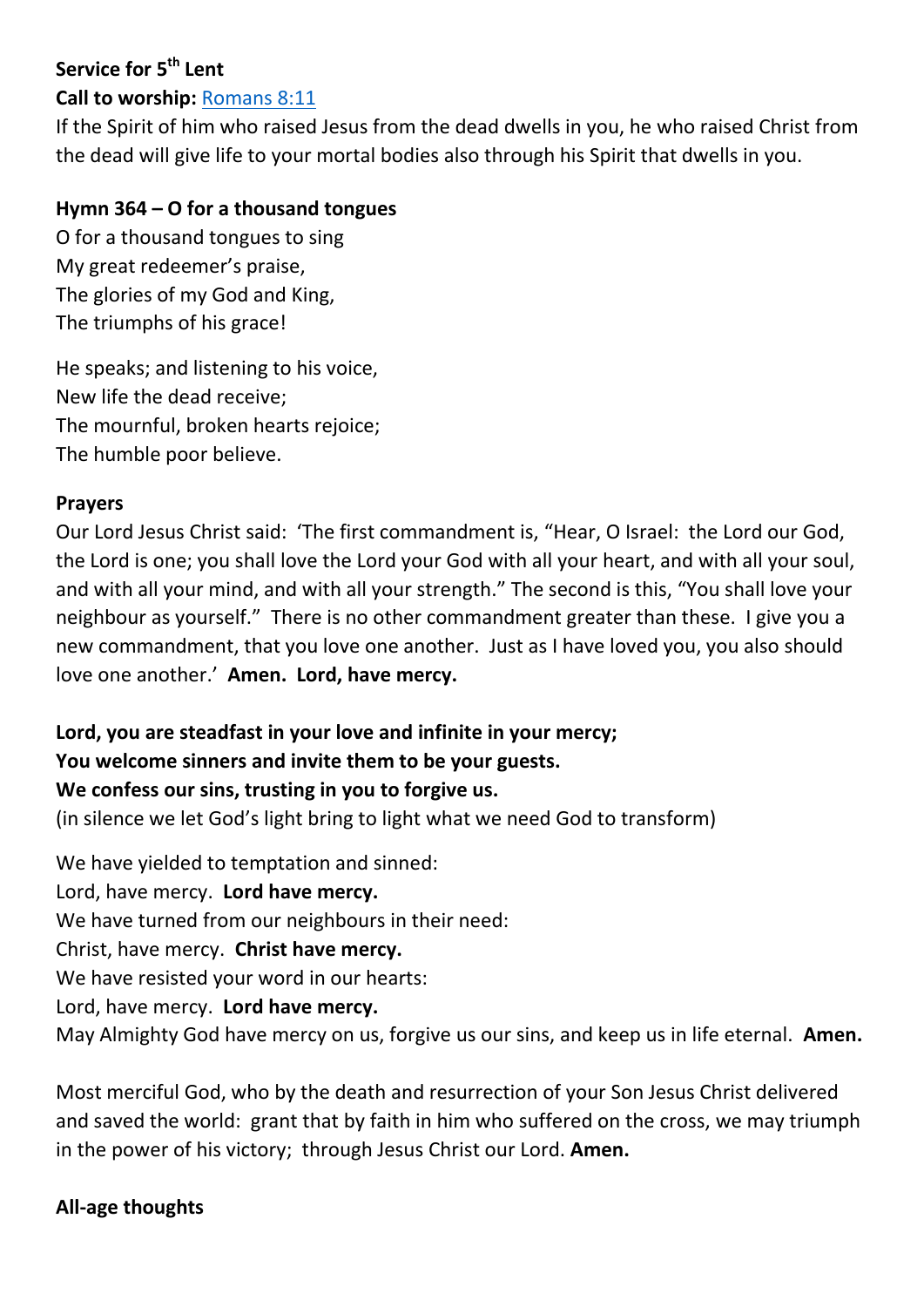**Service for 5th Lent**

**Call to worship:** [Romans 8:11](Romans 8:11)

If the Spirit of him who raised Jesus from the dead dwells in you, he who raised Christ from the dead will give life to your mortal bodies also through his Spirit that dwells in you.

**Hymn 364 – O for a thousand tongues**

O for a thousand tongues to sing
My great redeemer's praise,
The glories of my God and King,
The triumphs of his grace!

He speaks; and listening to his voice,
New life the dead receive;
The mournful, broken hearts rejoice;
The humble poor believe.

**Prayers**

Our Lord Jesus Christ said: 'The first commandment is, "Hear, O Israel: the Lord our God, the Lord is one; you shall love the Lord your God with all your heart, and with all your soul, and with all your mind, and with all your strength." The second is this, "You shall love your neighbour as yourself." There is no other commandment greater than these. I give you a new commandment, that you love one another. Just as I have loved you, you also should love one another.' **Amen. Lord, have mercy.**

**Lord, you are steadfast in your love and infinite in your mercy;**
**You welcome sinners and invite them to be your guests.**
**We confess our sins, trusting in you to forgive us.**
(in silence we let God's light bring to light what we need God to transform)

We have yielded to temptation and sinned:
Lord, have mercy. **Lord have mercy.**
We have turned from our neighbours in their need:
Christ, have mercy. **Christ have mercy.**
We have resisted your word in our hearts:
Lord, have mercy. **Lord have mercy.**
May Almighty God have mercy on us, forgive us our sins, and keep us in life eternal. **Amen.**

Most merciful God, who by the death and resurrection of your Son Jesus Christ delivered and saved the world: grant that by faith in him who suffered on the cross, we may triumph in the power of his victory; through Jesus Christ our Lord. **Amen.**

**All-age thoughts**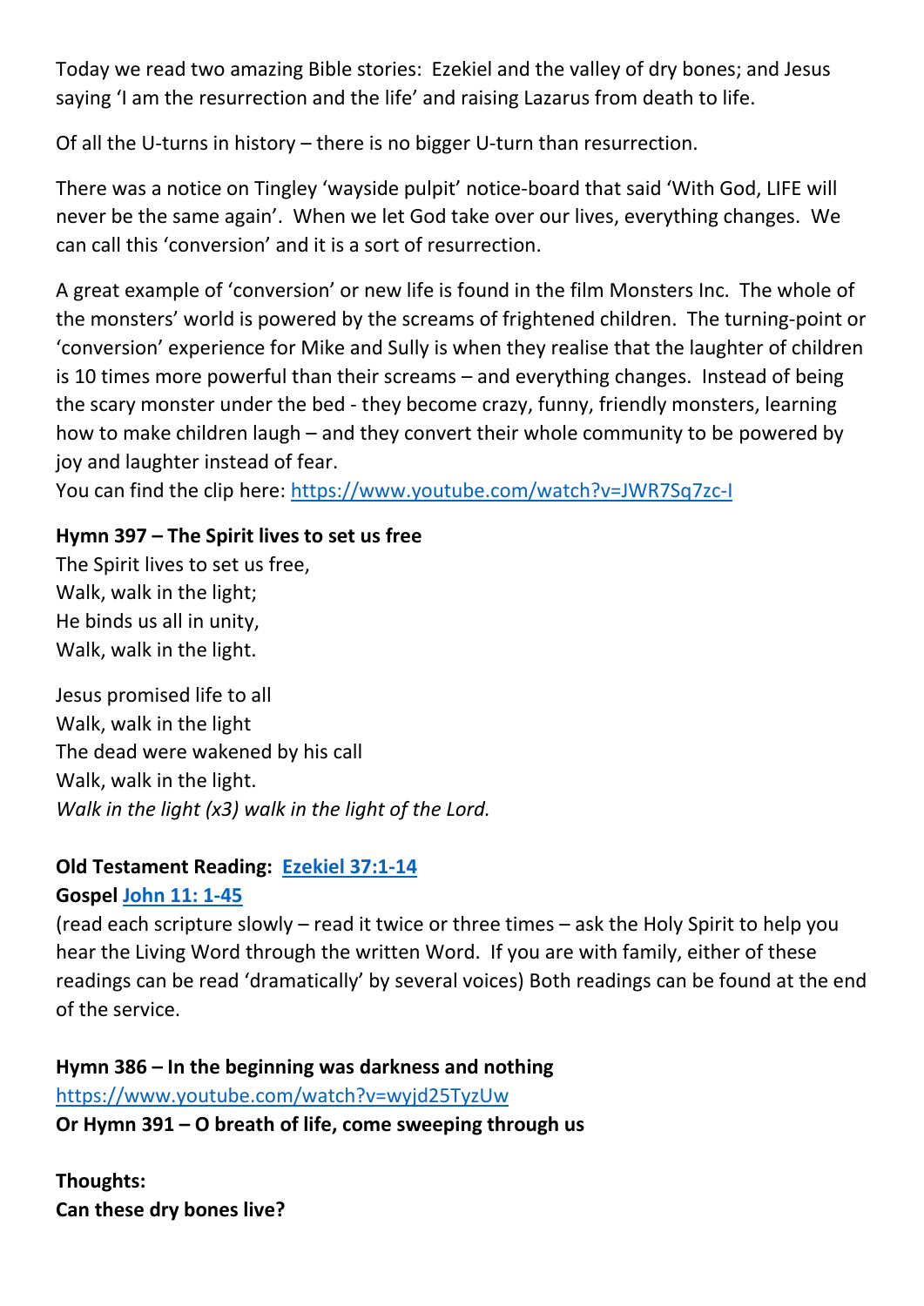Today we read two amazing Bible stories: Ezekiel and the valley of dry bones; and Jesus saying 'I am the resurrection and the life' and raising Lazarus from death to life.

Of all the U-turns in history – there is no bigger U-turn than resurrection.

There was a notice on Tingley 'wayside pulpit' notice-board that said 'With God, LIFE will never be the same again'. When we let God take over our lives, everything changes. We can call this 'conversion' and it is a sort of resurrection.

A great example of 'conversion' or new life is found in the film Monsters Inc. The whole of the monsters' world is powered by the screams of frightened children. The turning-point or 'conversion' experience for Mike and Sully is when they realise that the laughter of children is 10 times more powerful than their screams – and everything changes. Instead of being the scary monster under the bed - they become crazy, funny, friendly monsters, learning how to make children laugh – and they convert their whole community to be powered by joy and laughter instead of fear.
You can find the clip here: [https://www.youtube.com/watch?v=JWR7Sq7zc-I](https://www.youtube.com/watch?v=JWR7Sq7zc-I)

**Hymn 397 – The Spirit lives to set us free**
The Spirit lives to set us free,
Walk, walk in the light;
He binds us all in unity,
Walk, walk in the light.

Jesus promised life to all
Walk, walk in the light
The dead were wakened by his call
Walk, walk in the light.
*Walk in the light (x3) walk in the light of the Lord.*

**Old Testament Reading: [Ezekiel 37:1-14]()**
**Gospel [John 11: 1-45]()**
(read each scripture slowly – read it twice or three times – ask the Holy Spirit to help you hear the Living Word through the written Word. If you are with family, either of these readings can be read 'dramatically' by several voices) Both readings can be found at the end of the service.

**Hymn 386 – In the beginning was darkness and nothing**
[https://www.youtube.com/watch?v=wyjd25TyzUw](https://www.youtube.com/watch?v=wyjd25TyzUw)
**Or Hymn 391 – O breath of life, come sweeping through us**

**Thoughts:**
**Can these dry bones live?**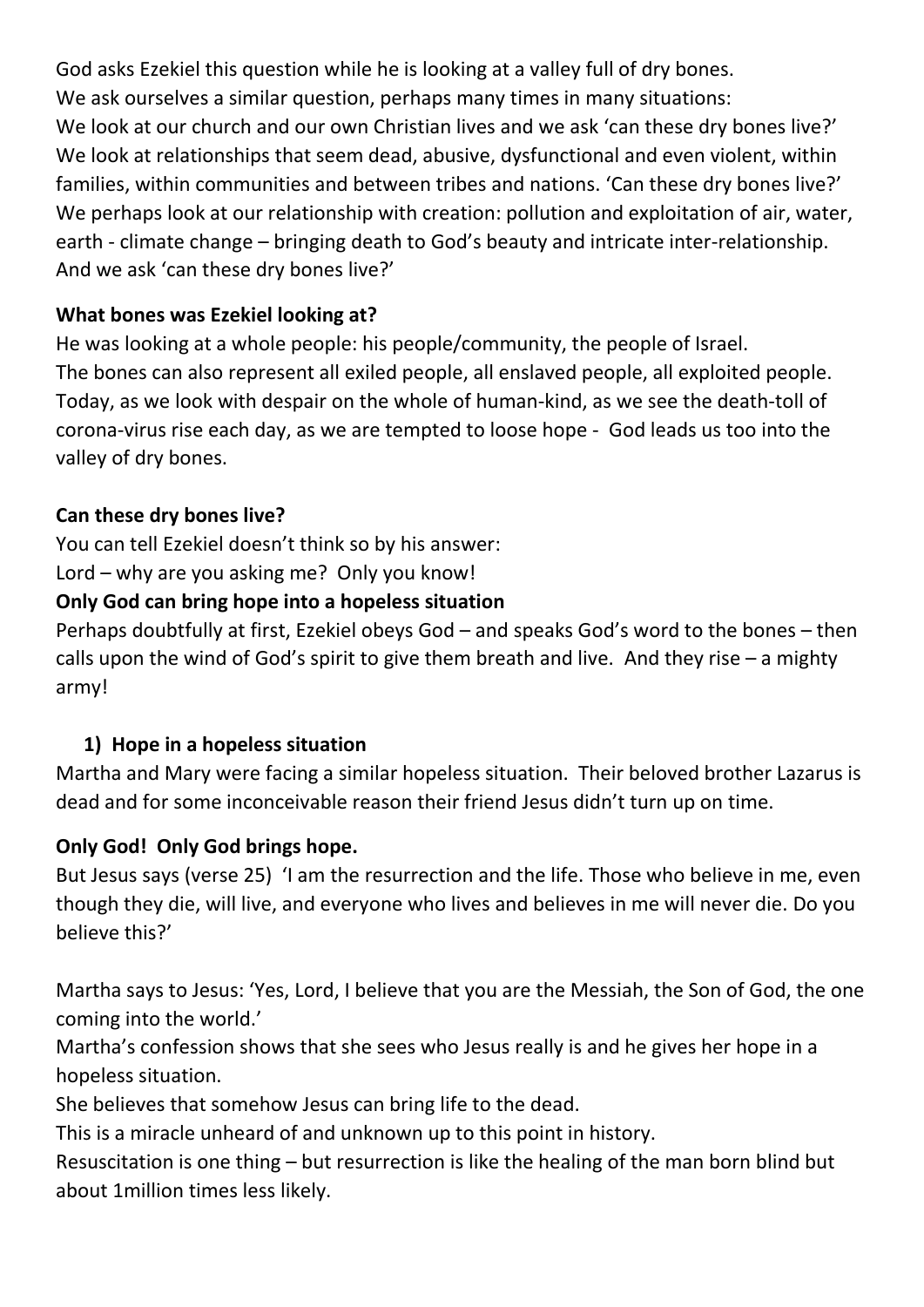God asks Ezekiel this question while he is looking at a valley full of dry bones.
We ask ourselves a similar question, perhaps many times in many situations:
We look at our church and our own Christian lives and we ask 'can these dry bones live?'
We look at relationships that seem dead, abusive, dysfunctional and even violent, within families, within communities and between tribes and nations. 'Can these dry bones live?'
We perhaps look at our relationship with creation: pollution and exploitation of air, water, earth - climate change – bringing death to God's beauty and intricate inter-relationship.
And we ask 'can these dry bones live?'

**What bones was Ezekiel looking at?**

He was looking at a whole people: his people/community, the people of Israel.
The bones can also represent all exiled people, all enslaved people, all exploited people.
Today, as we look with despair on the whole of human-kind, as we see the death-toll of corona-virus rise each day, as we are tempted to loose hope - God leads us too into the valley of dry bones.

**Can these dry bones live?**

You can tell Ezekiel doesn't think so by his answer:
Lord – why are you asking me? Only you know!

**Only God can bring hope into a hopeless situation**

Perhaps doubtfully at first, Ezekiel obeys God – and speaks God's word to the bones – then calls upon the wind of God's spirit to give them breath and live. And they rise – a mighty army!

1) **Hope in a hopeless situation**

Martha and Mary were facing a similar hopeless situation. Their beloved brother Lazarus is dead and for some inconceivable reason their friend Jesus didn't turn up on time.

**Only God! Only God brings hope.**

But Jesus says (verse 25) 'I am the resurrection and the life. Those who believe in me, even though they die, will live, and everyone who lives and believes in me will never die. Do you believe this?'

Martha says to Jesus: 'Yes, Lord, I believe that you are the Messiah, the Son of God, the one coming into the world.'
Martha's confession shows that she sees who Jesus really is and he gives her hope in a hopeless situation.
She believes that somehow Jesus can bring life to the dead.
This is a miracle unheard of and unknown up to this point in history.
Resuscitation is one thing – but resurrection is like the healing of the man born blind but about 1million times less likely.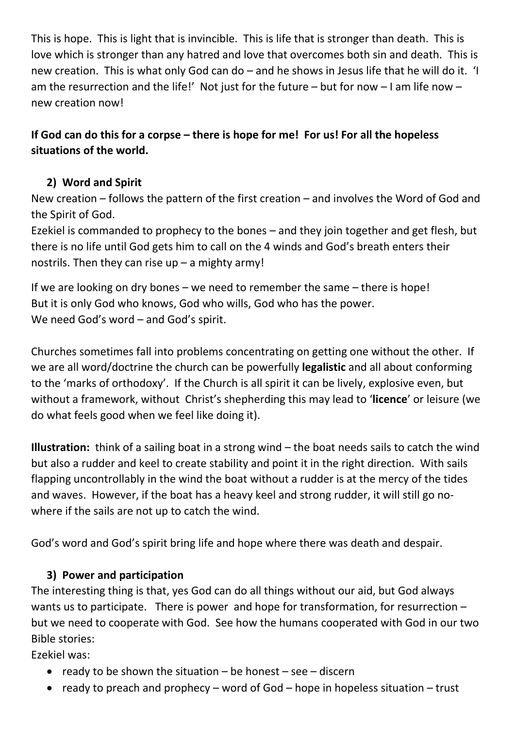This is hope. This is light that is invincible. This is life that is stronger than death. This is love which is stronger than any hatred and love that overcomes both sin and death. This is new creation. This is what only God can do – and he shows in Jesus life that he will do it. 'I am the resurrection and the life!' Not just for the future – but for now – I am life now – new creation now!

**If God can do this for a corpse – there is hope for me! For us! For all the hopeless situations of the world.**

**2) Word and Spirit**

New creation – follows the pattern of the first creation – and involves the Word of God and the Spirit of God.

Ezekiel is commanded to prophecy to the bones – and they join together and get flesh, but there is no life until God gets him to call on the 4 winds and God's breath enters their nostrils. Then they can rise up – a mighty army!

If we are looking on dry bones – we need to remember the same – there is hope!
But it is only God who knows, God who wills, God who has the power.
We need God's word – and God's spirit.

Churches sometimes fall into problems concentrating on getting one without the other. If we are all word/doctrine the church can be powerfully **legalistic** and all about conforming to the 'marks of orthodoxy'. If the Church is all spirit it can be lively, explosive even, but without a framework, without Christ's shepherding this may lead to '**licence**' or leisure (we do what feels good when we feel like doing it).

**Illustration:** think of a sailing boat in a strong wind – the boat needs sails to catch the wind but also a rudder and keel to create stability and point it in the right direction. With sails flapping uncontrollably in the wind the boat without a rudder is at the mercy of the tides and waves. However, if the boat has a heavy keel and strong rudder, it will still go no-where if the sails are not up to catch the wind.

God's word and God's spirit bring life and hope where there was death and despair.

**3) Power and participation**

The interesting thing is that, yes God can do all things without our aid, but God always wants us to participate. There is power and hope for transformation, for resurrection – but we need to cooperate with God. See how the humans cooperated with God in our two Bible stories:

Ezekiel was:

- ready to be shown the situation – be honest – see – discern
- ready to preach and prophecy – word of God – hope in hopeless situation – trust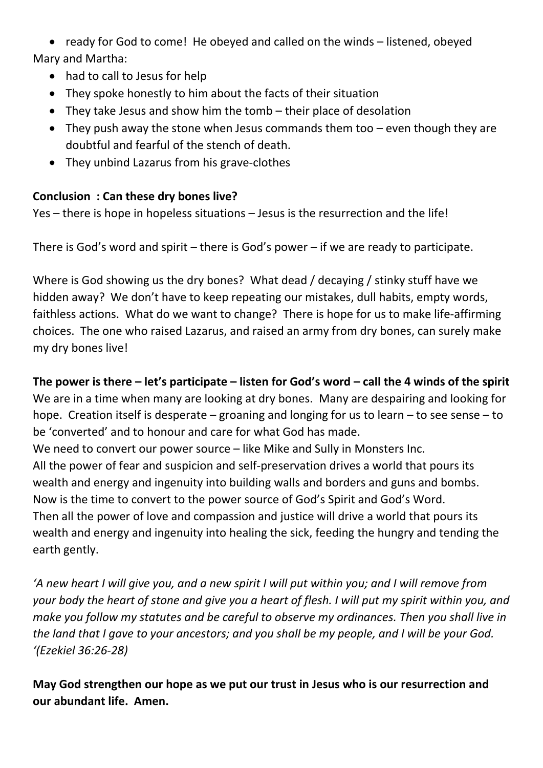- ready for God to come! He obeyed and called on the winds – listened, obeyed

Mary and Martha:

- had to call to Jesus for help
- They spoke honestly to him about the facts of their situation
- They take Jesus and show him the tomb – their place of desolation
- They push away the stone when Jesus commands them too – even though they are doubtful and fearful of the stench of death.
- They unbind Lazarus from his grave-clothes

**Conclusion : Can these dry bones live?**

Yes – there is hope in hopeless situations – Jesus is the resurrection and the life!

There is God's word and spirit – there is God's power – if we are ready to participate.

Where is God showing us the dry bones? What dead / decaying / stinky stuff have we hidden away? We don't have to keep repeating our mistakes, dull habits, empty words, faithless actions. What do we want to change? There is hope for us to make life-affirming choices. The one who raised Lazarus, and raised an army from dry bones, can surely make my dry bones live!

**The power is there – let's participate – listen for God's word – call the 4 winds of the spirit**

We are in a time when many are looking at dry bones. Many are despairing and looking for hope. Creation itself is desperate – groaning and longing for us to learn – to see sense – to be 'converted' and to honour and care for what God has made.

We need to convert our power source – like Mike and Sully in Monsters Inc.

All the power of fear and suspicion and self-preservation drives a world that pours its wealth and energy and ingenuity into building walls and borders and guns and bombs.

Now is the time to convert to the power source of God's Spirit and God's Word.

Then all the power of love and compassion and justice will drive a world that pours its wealth and energy and ingenuity into healing the sick, feeding the hungry and tending the earth gently.

*'A new heart I will give you, and a new spirit I will put within you; and I will remove from your body the heart of stone and give you a heart of flesh. I will put my spirit within you, and make you follow my statutes and be careful to observe my ordinances. Then you shall live in the land that I gave to your ancestors; and you shall be my people, and I will be your God. '(Ezekiel 36:26-28)*

**May God strengthen our hope as we put our trust in Jesus who is our resurrection and our abundant life. Amen.**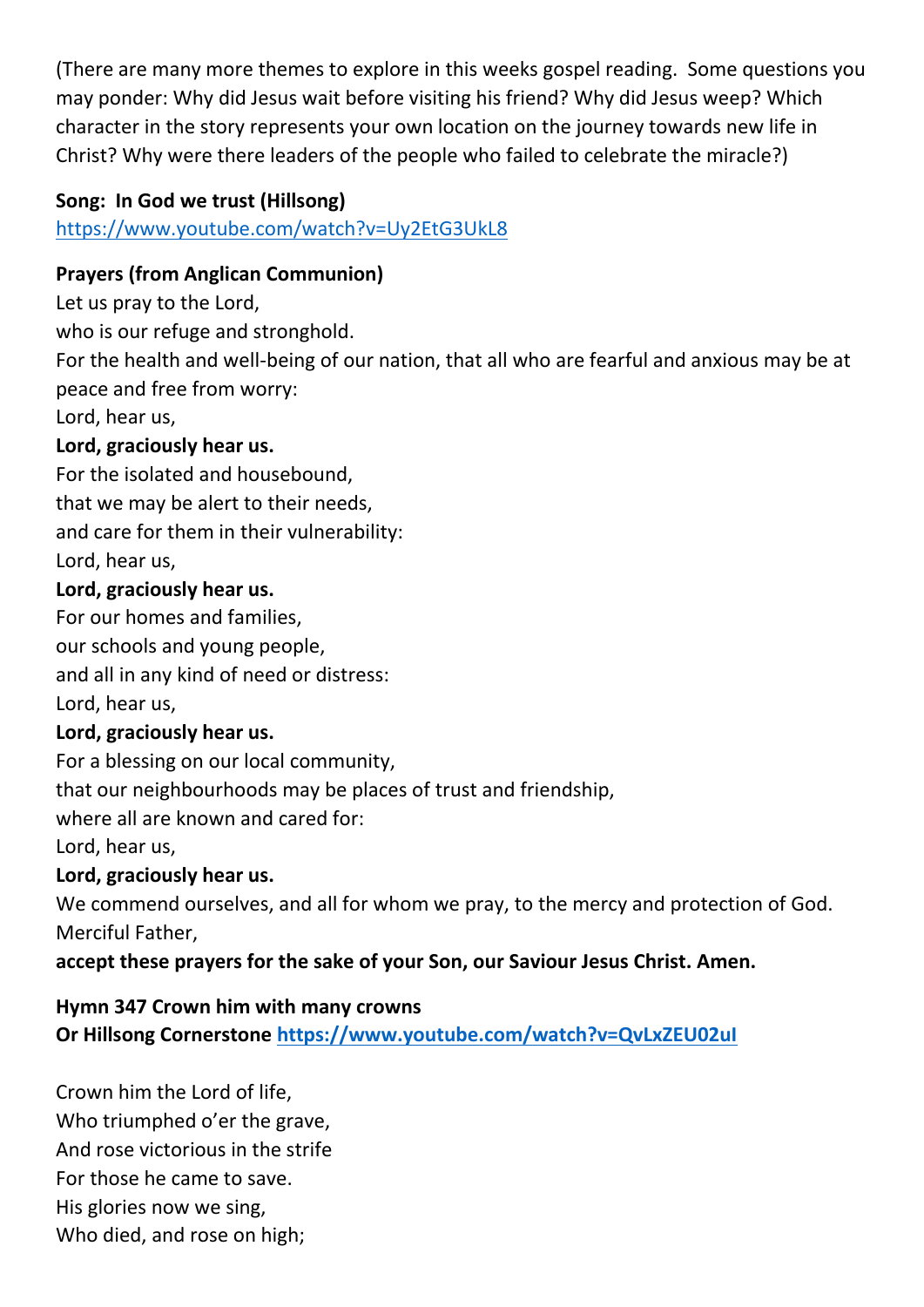(There are many more themes to explore in this weeks gospel reading. Some questions you may ponder: Why did Jesus wait before visiting his friend? Why did Jesus weep? Which character in the story represents your own location on the journey towards new life in Christ? Why were there leaders of the people who failed to celebrate the miracle?)

**Song: In God we trust (Hillsong)**
https://www.youtube.com/watch?v=Uy2EtG3UkL8

**Prayers (from Anglican Communion)**

Let us pray to the Lord,
who is our refuge and stronghold.
For the health and well-being of our nation, that all who are fearful and anxious may be at peace and free from worry:
Lord, hear us,
**Lord, graciously hear us.**
For the isolated and housebound,
that we may be alert to their needs,
and care for them in their vulnerability:
Lord, hear us,
**Lord, graciously hear us.**
For our homes and families,
our schools and young people,
and all in any kind of need or distress:
Lord, hear us,
**Lord, graciously hear us.**
For a blessing on our local community,
that our neighbourhoods may be places of trust and friendship,
where all are known and cared for:
Lord, hear us,
**Lord, graciously hear us.**
We commend ourselves, and all for whom we pray, to the mercy and protection of God.
Merciful Father,
**accept these prayers for the sake of your Son, our Saviour Jesus Christ. Amen.**

**Hymn 347 Crown him with many crowns**
**Or Hillsong Cornerstone https://www.youtube.com/watch?v=QvLxZEU02uI**

Crown him the Lord of life,
Who triumphed o'er the grave,
And rose victorious in the strife
For those he came to save.
His glories now we sing,
Who died, and rose on high;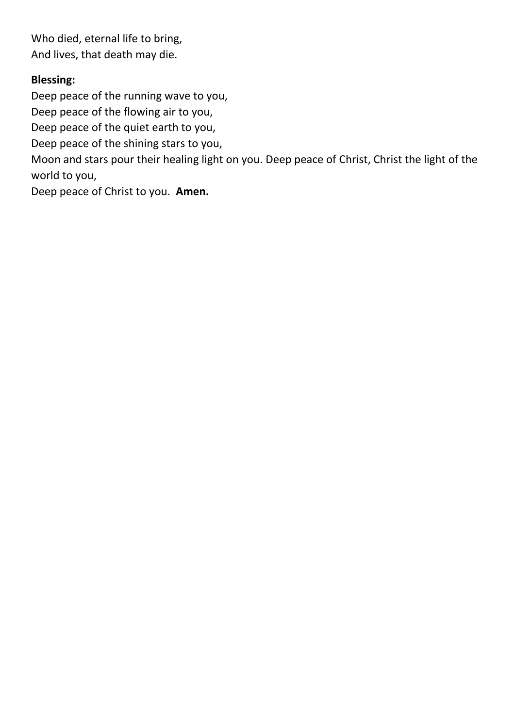Who died, eternal life to bring,
And lives, that death may die.

**Blessing:**
Deep peace of the running wave to you,
Deep peace of the flowing air to you,
Deep peace of the quiet earth to you,
Deep peace of the shining stars to you,
Moon and stars pour their healing light on you. Deep peace of Christ, Christ the light of the world to you,
Deep peace of Christ to you. **Amen.**